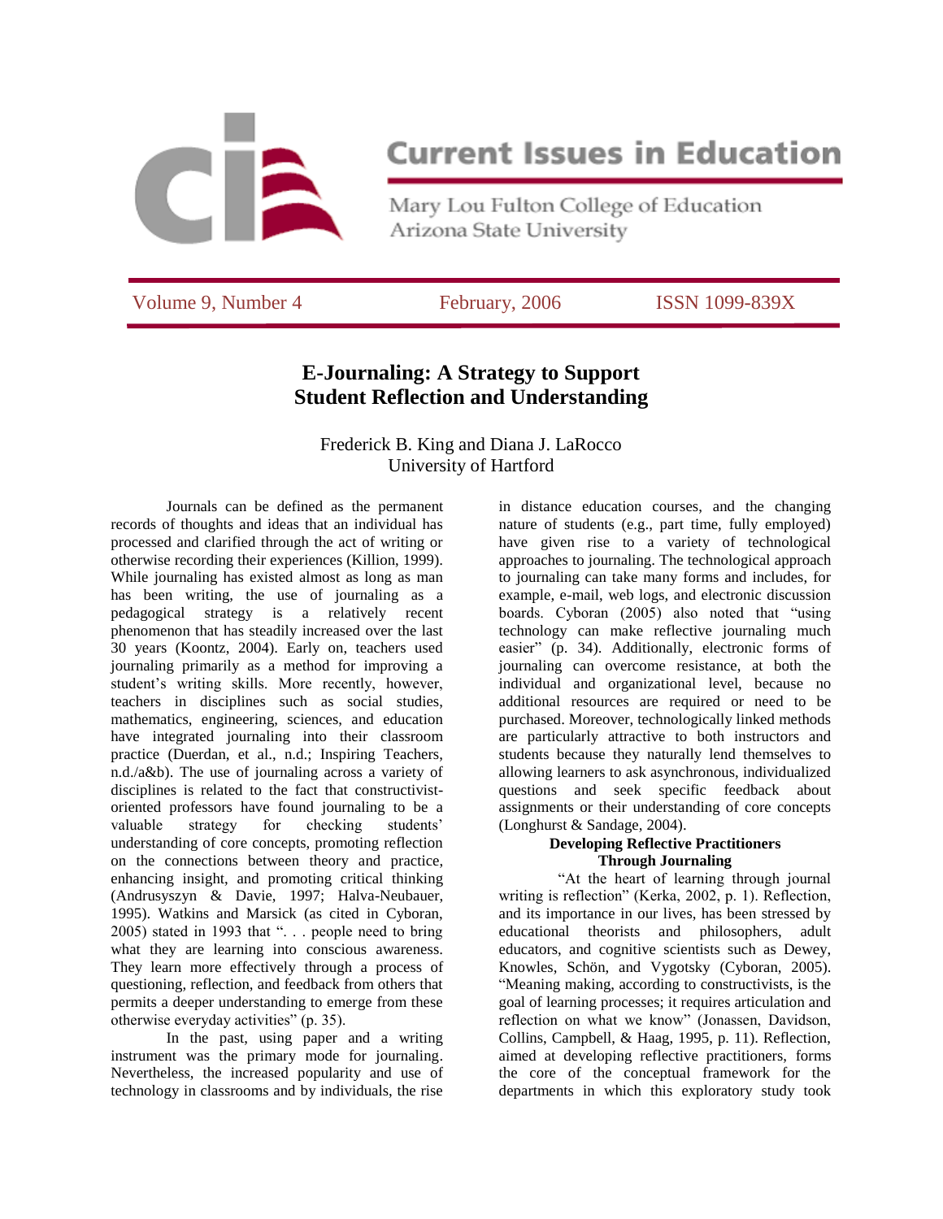# E-Journaling: A Strategy to Support Student Reflection and Understanding

Frederick B. King and Diana J. LaRocco
University of Hartford

Journals can be defined as the permanent records of thoughts and ideas that an individual has processed and clarified through the act of writing or otherwise recording their experiences (Killion, 1999). While journaling has existed almost as long as man has been writing, the use of journaling as a pedagogical strategy is a relatively recent phenomenon that has steadily increased over the last 30 years (Koontz, 2004). Early on, teachers used journaling primarily as a method for improving a student's writing skills. More recently, however, teachers in disciplines such as social studies, mathematics, engineering, sciences, and education have integrated journaling into their classroom practice (Duerdan, et al., n.d.; Inspiring Teachers, n.d./a&b). The use of journaling across a variety of disciplines is related to the fact that constructivist-oriented professors have found journaling to be a valuable strategy for checking students' understanding of core concepts, promoting reflection on the connections between theory and practice, enhancing insight, and promoting critical thinking (Andrusyszyn & Davie, 1997; Halva-Neubauer, 1995). Watkins and Marsick (as cited in Cyboran, 2005) stated in 1993 that ". . . people need to bring what they are learning into conscious awareness. They learn more effectively through a process of questioning, reflection, and feedback from others that permits a deeper understanding to emerge from these otherwise everyday activities" (p. 35).

In the past, using paper and a writing instrument was the primary mode for journaling. Nevertheless, the increased popularity and use of technology in classrooms and by individuals, the rise in distance education courses, and the changing nature of students (e.g., part time, fully employed) have given rise to a variety of technological approaches to journaling. The technological approach to journaling can take many forms and includes, for example, e-mail, web logs, and electronic discussion boards. Cyboran (2005) also noted that "using technology can make reflective journaling much easier" (p. 34). Additionally, electronic forms of journaling can overcome resistance, at both the individual and organizational level, because no additional resources are required or need to be purchased. Moreover, technologically linked methods are particularly attractive to both instructors and students because they naturally lend themselves to allowing learners to ask asynchronous, individualized questions and seek specific feedback about assignments or their understanding of core concepts (Longhurst & Sandage, 2004).

## Developing Reflective Practitioners Through Journaling

"At the heart of learning through journal writing is reflection" (Kerka, 2002, p. 1). Reflection, and its importance in our lives, has been stressed by educational theorists and philosophers, adult educators, and cognitive scientists such as Dewey, Knowles, Schön, and Vygotsky (Cyboran, 2005). "Meaning making, according to constructivists, is the goal of learning processes; it requires articulation and reflection on what we know" (Jonassen, Davidson, Collins, Campbell, & Haag, 1995, p. 11). Reflection, aimed at developing reflective practitioners, forms the core of the conceptual framework for the departments in which this exploratory study took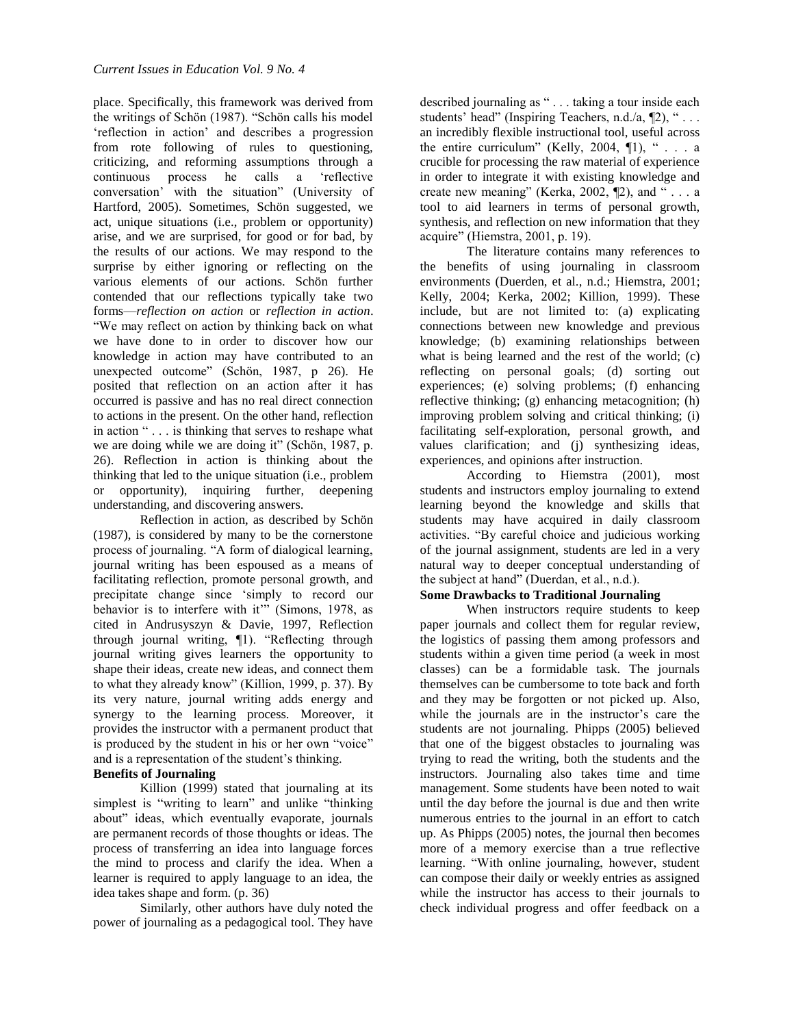place. Specifically, this framework was derived from the writings of Schön (1987). "Schön calls his model 'reflection in action' and describes a progression from rote following of rules to questioning, criticizing, and reforming assumptions through a continuous process he calls a 'reflective conversation' with the situation" (University of Hartford, 2005). Sometimes, Schön suggested, we act, unique situations (i.e., problem or opportunity) arise, and we are surprised, for good or for bad, by the results of our actions. We may respond to the surprise by either ignoring or reflecting on the various elements of our actions. Schön further contended that our reflections typically take two forms—*reflection on action* or *reflection in action*. "We may reflect on action by thinking back on what we have done to in order to discover how our knowledge in action may have contributed to an unexpected outcome" (Schön, 1987, p 26). He posited that reflection on an action after it has occurred is passive and has no real direct connection to actions in the present. On the other hand, reflection in action " . . . is thinking that serves to reshape what we are doing while we are doing it" (Schön, 1987, p. 26). Reflection in action is thinking about the thinking that led to the unique situation (i.e., problem or opportunity), inquiring further, deepening understanding, and discovering answers.

Reflection in action, as described by Schön (1987), is considered by many to be the cornerstone process of journaling. "A form of dialogical learning, journal writing has been espoused as a means of facilitating reflection, promote personal growth, and precipitate change since 'simply to record our behavior is to interfere with it'" (Simons, 1978, as cited in Andrusyszyn & Davie, 1997, Reflection through journal writing, ¶1). "Reflecting through journal writing gives learners the opportunity to shape their ideas, create new ideas, and connect them to what they already know" (Killion, 1999, p. 37). By its very nature, journal writing adds energy and synergy to the learning process. Moreover, it provides the instructor with a permanent product that is produced by the student in his or her own "voice" and is a representation of the student's thinking.

**Benefits of Journaling**

Killion (1999) stated that journaling at its simplest is "writing to learn" and unlike "thinking about" ideas, which eventually evaporate, journals are permanent records of those thoughts or ideas. The process of transferring an idea into language forces the mind to process and clarify the idea. When a learner is required to apply language to an idea, the idea takes shape and form. (p. 36)

Similarly, other authors have duly noted the power of journaling as a pedagogical tool. They have described journaling as " . . . taking a tour inside each students' head" (Inspiring Teachers, n.d./a, ¶2), " . . . an incredibly flexible instructional tool, useful across the entire curriculum" (Kelly, 2004, ¶1), " . . . a crucible for processing the raw material of experience in order to integrate it with existing knowledge and create new meaning" (Kerka, 2002, ¶2), and " . . . a tool to aid learners in terms of personal growth, synthesis, and reflection on new information that they acquire" (Hiemstra, 2001, p. 19).

The literature contains many references to the benefits of using journaling in classroom environments (Duerden, et al., n.d.; Hiemstra, 2001; Kelly, 2004; Kerka, 2002; Killion, 1999). These include, but are not limited to: (a) explicating connections between new knowledge and previous knowledge; (b) examining relationships between what is being learned and the rest of the world; (c) reflecting on personal goals; (d) sorting out experiences; (e) solving problems; (f) enhancing reflective thinking; (g) enhancing metacognition; (h) improving problem solving and critical thinking; (i) facilitating self-exploration, personal growth, and values clarification; and (j) synthesizing ideas, experiences, and opinions after instruction.

According to Hiemstra (2001), most students and instructors employ journaling to extend learning beyond the knowledge and skills that students may have acquired in daily classroom activities. "By careful choice and judicious working of the journal assignment, students are led in a very natural way to deeper conceptual understanding of the subject at hand" (Duerdan, et al., n.d.).

**Some Drawbacks to Traditional Journaling**

When instructors require students to keep paper journals and collect them for regular review, the logistics of passing them among professors and students within a given time period (a week in most classes) can be a formidable task. The journals themselves can be cumbersome to tote back and forth and they may be forgotten or not picked up. Also, while the journals are in the instructor's care the students are not journaling. Phipps (2005) believed that one of the biggest obstacles to journaling was trying to read the writing, both the students and the instructors. Journaling also takes time and time management. Some students have been noted to wait until the day before the journal is due and then write numerous entries to the journal in an effort to catch up. As Phipps (2005) notes, the journal then becomes more of a memory exercise than a true reflective learning. "With online journaling, however, student can compose their daily or weekly entries as assigned while the instructor has access to their journals to check individual progress and offer feedback on a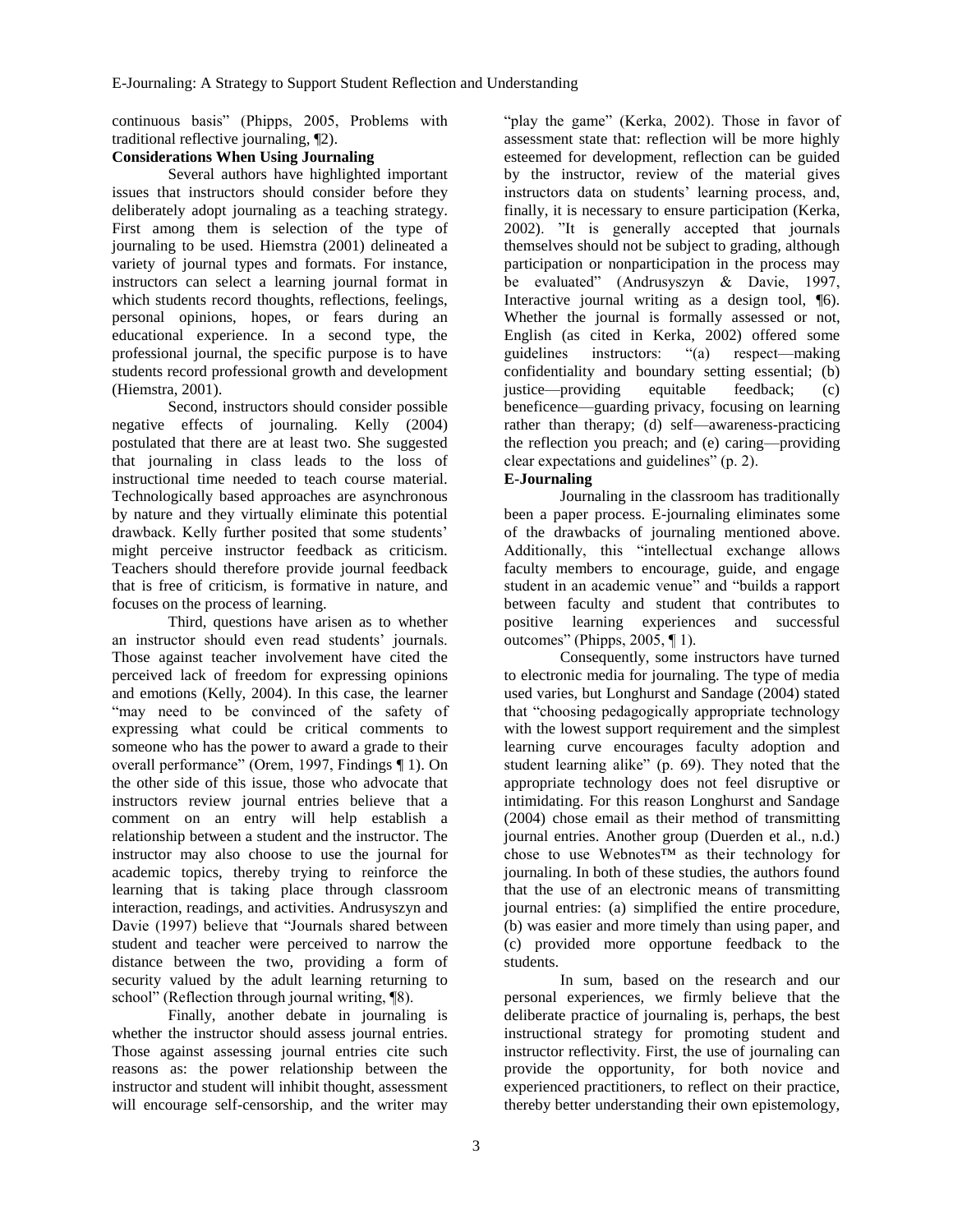continuous basis" (Phipps, 2005, Problems with traditional reflective journaling, ¶2).

**Considerations When Using Journaling**

Several authors have highlighted important issues that instructors should consider before they deliberately adopt journaling as a teaching strategy. First among them is selection of the type of journaling to be used. Hiemstra (2001) delineated a variety of journal types and formats. For instance, instructors can select a learning journal format in which students record thoughts, reflections, feelings, personal opinions, hopes, or fears during an educational experience. In a second type, the professional journal, the specific purpose is to have students record professional growth and development (Hiemstra, 2001).

Second, instructors should consider possible negative effects of journaling. Kelly (2004) postulated that there are at least two. She suggested that journaling in class leads to the loss of instructional time needed to teach course material. Technologically based approaches are asynchronous by nature and they virtually eliminate this potential drawback. Kelly further posited that some students' might perceive instructor feedback as criticism. Teachers should therefore provide journal feedback that is free of criticism, is formative in nature, and focuses on the process of learning.

Third, questions have arisen as to whether an instructor should even read students' journals. Those against teacher involvement have cited the perceived lack of freedom for expressing opinions and emotions (Kelly, 2004). In this case, the learner "may need to be convinced of the safety of expressing what could be critical comments to someone who has the power to award a grade to their overall performance" (Orem, 1997, Findings ¶ 1). On the other side of this issue, those who advocate that instructors review journal entries believe that a comment on an entry will help establish a relationship between a student and the instructor. The instructor may also choose to use the journal for academic topics, thereby trying to reinforce the learning that is taking place through classroom interaction, readings, and activities. Andrusyszyn and Davie (1997) believe that "Journals shared between student and teacher were perceived to narrow the distance between the two, providing a form of security valued by the adult learning returning to school" (Reflection through journal writing, ¶8).

Finally, another debate in journaling is whether the instructor should assess journal entries. Those against assessing journal entries cite such reasons as: the power relationship between the instructor and student will inhibit thought, assessment will encourage self-censorship, and the writer may "play the game" (Kerka, 2002). Those in favor of assessment state that: reflection will be more highly esteemed for development, reflection can be guided by the instructor, review of the material gives instructors data on students' learning process, and, finally, it is necessary to ensure participation (Kerka, 2002). "It is generally accepted that journals themselves should not be subject to grading, although participation or nonparticipation in the process may be evaluated" (Andrusyszyn & Davie, 1997, Interactive journal writing as a design tool, ¶6). Whether the journal is formally assessed or not, English (as cited in Kerka, 2002) offered some guidelines instructors: "(a) respect—making confidentiality and boundary setting essential; (b) justice—providing equitable feedback; (c) beneficence—guarding privacy, focusing on learning rather than therapy; (d) self—awareness-practicing the reflection you preach; and (e) caring—providing clear expectations and guidelines" (p. 2).

**E-Journaling**

Journaling in the classroom has traditionally been a paper process. E-journaling eliminates some of the drawbacks of journaling mentioned above. Additionally, this "intellectual exchange allows faculty members to encourage, guide, and engage student in an academic venue" and "builds a rapport between faculty and student that contributes to positive learning experiences and successful outcomes" (Phipps, 2005, ¶ 1).

Consequently, some instructors have turned to electronic media for journaling. The type of media used varies, but Longhurst and Sandage (2004) stated that "choosing pedagogically appropriate technology with the lowest support requirement and the simplest learning curve encourages faculty adoption and student learning alike" (p. 69). They noted that the appropriate technology does not feel disruptive or intimidating. For this reason Longhurst and Sandage (2004) chose email as their method of transmitting journal entries. Another group (Duerden et al., n.d.) chose to use Webnotes™ as their technology for journaling. In both of these studies, the authors found that the use of an electronic means of transmitting journal entries: (a) simplified the entire procedure, (b) was easier and more timely than using paper, and (c) provided more opportune feedback to the students.

In sum, based on the research and our personal experiences, we firmly believe that the deliberate practice of journaling is, perhaps, the best instructional strategy for promoting student and instructor reflectivity. First, the use of journaling can provide the opportunity, for both novice and experienced practitioners, to reflect on their practice, thereby better understanding their own epistemology,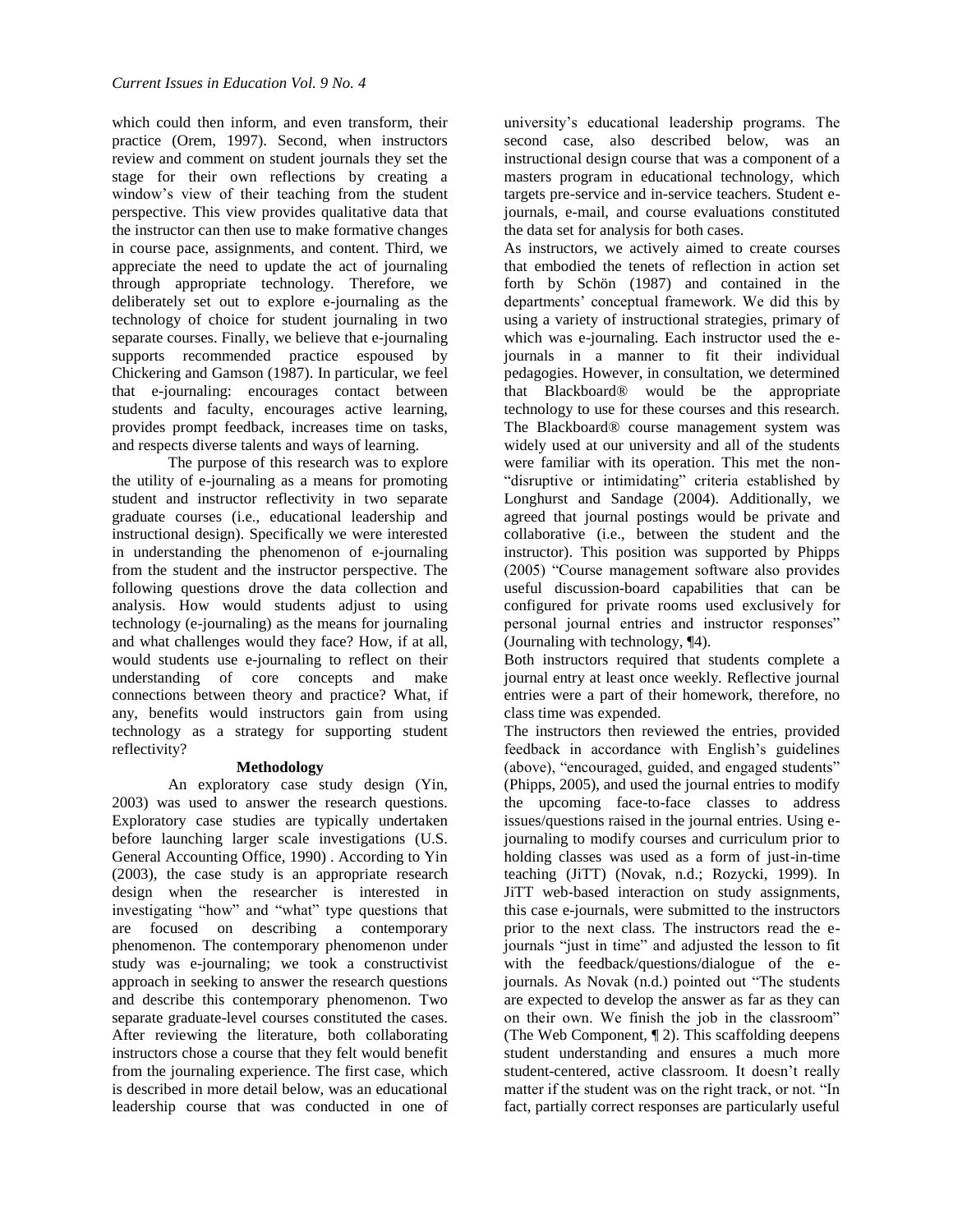which could then inform, and even transform, their practice (Orem, 1997). Second, when instructors review and comment on student journals they set the stage for their own reflections by creating a window's view of their teaching from the student perspective. This view provides qualitative data that the instructor can then use to make formative changes in course pace, assignments, and content. Third, we appreciate the need to update the act of journaling through appropriate technology. Therefore, we deliberately set out to explore e-journaling as the technology of choice for student journaling in two separate courses. Finally, we believe that e-journaling supports recommended practice espoused by Chickering and Gamson (1987). In particular, we feel that e-journaling: encourages contact between students and faculty, encourages active learning, provides prompt feedback, increases time on tasks, and respects diverse talents and ways of learning.

The purpose of this research was to explore the utility of e-journaling as a means for promoting student and instructor reflectivity in two separate graduate courses (i.e., educational leadership and instructional design). Specifically we were interested in understanding the phenomenon of e-journaling from the student and the instructor perspective. The following questions drove the data collection and analysis. How would students adjust to using technology (e-journaling) as the means for journaling and what challenges would they face? How, if at all, would students use e-journaling to reflect on their understanding of core concepts and make connections between theory and practice? What, if any, benefits would instructors gain from using technology as a strategy for supporting student reflectivity?

## Methodology

An exploratory case study design (Yin, 2003) was used to answer the research questions. Exploratory case studies are typically undertaken before launching larger scale investigations (U.S. General Accounting Office, 1990) . According to Yin (2003), the case study is an appropriate research design when the researcher is interested in investigating "how" and "what" type questions that are focused on describing a contemporary phenomenon. The contemporary phenomenon under study was e-journaling; we took a constructivist approach in seeking to answer the research questions and describe this contemporary phenomenon. Two separate graduate-level courses constituted the cases. After reviewing the literature, both collaborating instructors chose a course that they felt would benefit from the journaling experience. The first case, which is described in more detail below, was an educational leadership course that was conducted in one of university's educational leadership programs. The second case, also described below, was an instructional design course that was a component of a masters program in educational technology, which targets pre-service and in-service teachers. Student e-journals, e-mail, and course evaluations constituted the data set for analysis for both cases.

As instructors, we actively aimed to create courses that embodied the tenets of reflection in action set forth by Schön (1987) and contained in the departments' conceptual framework. We did this by using a variety of instructional strategies, primary of which was e-journaling. Each instructor used the e-journals in a manner to fit their individual pedagogies. However, in consultation, we determined that Blackboard® would be the appropriate technology to use for these courses and this research. The Blackboard® course management system was widely used at our university and all of the students were familiar with its operation. This met the non-"disruptive or intimidating" criteria established by Longhurst and Sandage (2004). Additionally, we agreed that journal postings would be private and collaborative (i.e., between the student and the instructor). This position was supported by Phipps (2005) "Course management software also provides useful discussion-board capabilities that can be configured for private rooms used exclusively for personal journal entries and instructor responses" (Journaling with technology, ¶4).

Both instructors required that students complete a journal entry at least once weekly. Reflective journal entries were a part of their homework, therefore, no class time was expended.

The instructors then reviewed the entries, provided feedback in accordance with English's guidelines (above), "encouraged, guided, and engaged students" (Phipps, 2005), and used the journal entries to modify the upcoming face-to-face classes to address issues/questions raised in the journal entries. Using e-journaling to modify courses and curriculum prior to holding classes was used as a form of just-in-time teaching (JiTT) (Novak, n.d.; Rozycki, 1999). In JiTT web-based interaction on study assignments, this case e-journals, were submitted to the instructors prior to the next class. The instructors read the e-journals "just in time" and adjusted the lesson to fit with the feedback/questions/dialogue of the e-journals. As Novak (n.d.) pointed out "The students are expected to develop the answer as far as they can on their own. We finish the job in the classroom" (The Web Component, ¶ 2). This scaffolding deepens student understanding and ensures a much more student-centered, active classroom. It doesn't really matter if the student was on the right track, or not. "In fact, partially correct responses are particularly useful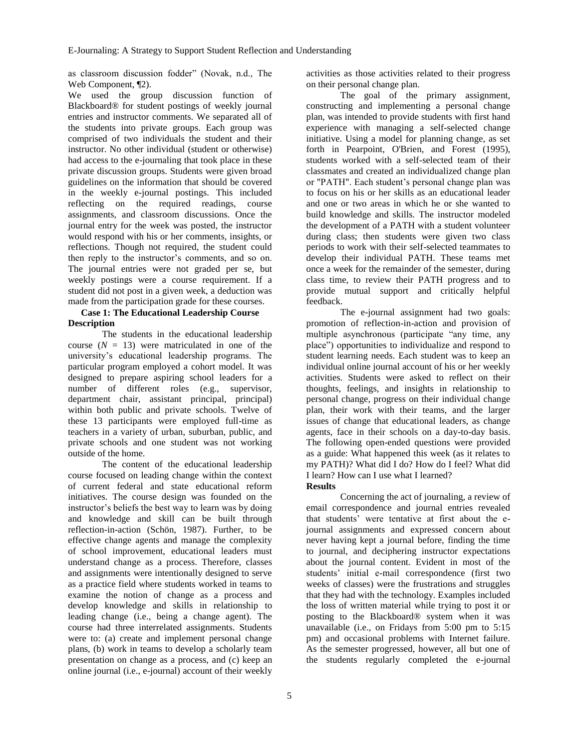as classroom discussion fodder" (Novak, n.d., The Web Component, ¶2).

We used the group discussion function of Blackboard® for student postings of weekly journal entries and instructor comments. We separated all of the students into private groups. Each group was comprised of two individuals the student and their instructor. No other individual (student or otherwise) had access to the e-journaling that took place in these private discussion groups. Students were given broad guidelines on the information that should be covered in the weekly e-journal postings. This included reflecting on the required readings, course assignments, and classroom discussions. Once the journal entry for the week was posted, the instructor would respond with his or her comments, insights, or reflections. Though not required, the student could then reply to the instructor's comments, and so on. The journal entries were not graded per se, but weekly postings were a course requirement. If a student did not post in a given week, a deduction was made from the participation grade for these courses.

**Case 1: The Educational Leadership Course Description**

The students in the educational leadership course ($N$ = 13) were matriculated in one of the university's educational leadership programs. The particular program employed a cohort model. It was designed to prepare aspiring school leaders for a number of different roles (e.g., supervisor, department chair, assistant principal, principal) within both public and private schools. Twelve of these 13 participants were employed full-time as teachers in a variety of urban, suburban, public, and private schools and one student was not working outside of the home.

The content of the educational leadership course focused on leading change within the context of current federal and state educational reform initiatives. The course design was founded on the instructor's beliefs the best way to learn was by doing and knowledge and skill can be built through reflection-in-action (Schön, 1987). Further, to be effective change agents and manage the complexity of school improvement, educational leaders must understand change as a process. Therefore, classes and assignments were intentionally designed to serve as a practice field where students worked in teams to examine the notion of change as a process and develop knowledge and skills in relationship to leading change (i.e., being a change agent). The course had three interrelated assignments. Students were to: (a) create and implement personal change plans, (b) work in teams to develop a scholarly team presentation on change as a process, and (c) keep an online journal (i.e., e-journal) account of their weekly activities as those activities related to their progress on their personal change plan.

The goal of the primary assignment, constructing and implementing a personal change plan, was intended to provide students with first hand experience with managing a self-selected change initiative. Using a model for planning change, as set forth in Pearpoint, O'Brien, and Forest (1995), students worked with a self-selected team of their classmates and created an individualized change plan or "PATH". Each student's personal change plan was to focus on his or her skills as an educational leader and one or two areas in which he or she wanted to build knowledge and skills. The instructor modeled the development of a PATH with a student volunteer during class; then students were given two class periods to work with their self-selected teammates to develop their individual PATH. These teams met once a week for the remainder of the semester, during class time, to review their PATH progress and to provide mutual support and critically helpful feedback.

The e-journal assignment had two goals: promotion of reflection-in-action and provision of multiple asynchronous (participate "any time, any place") opportunities to individualize and respond to student learning needs. Each student was to keep an individual online journal account of his or her weekly activities. Students were asked to reflect on their thoughts, feelings, and insights in relationship to personal change, progress on their individual change plan, their work with their teams, and the larger issues of change that educational leaders, as change agents, face in their schools on a day-to-day basis. The following open-ended questions were provided as a guide: What happened this week (as it relates to my PATH)? What did I do? How do I feel? What did I learn? How can I use what I learned?

**Results**

Concerning the act of journaling, a review of email correspondence and journal entries revealed that students' were tentative at first about the e-journal assignments and expressed concern about never having kept a journal before, finding the time to journal, and deciphering instructor expectations about the journal content. Evident in most of the students' initial e-mail correspondence (first two weeks of classes) were the frustrations and struggles that they had with the technology. Examples included the loss of written material while trying to post it or posting to the Blackboard® system when it was unavailable (i.e., on Fridays from 5:00 pm to 5:15 pm) and occasional problems with Internet failure. As the semester progressed, however, all but one of the students regularly completed the e-journal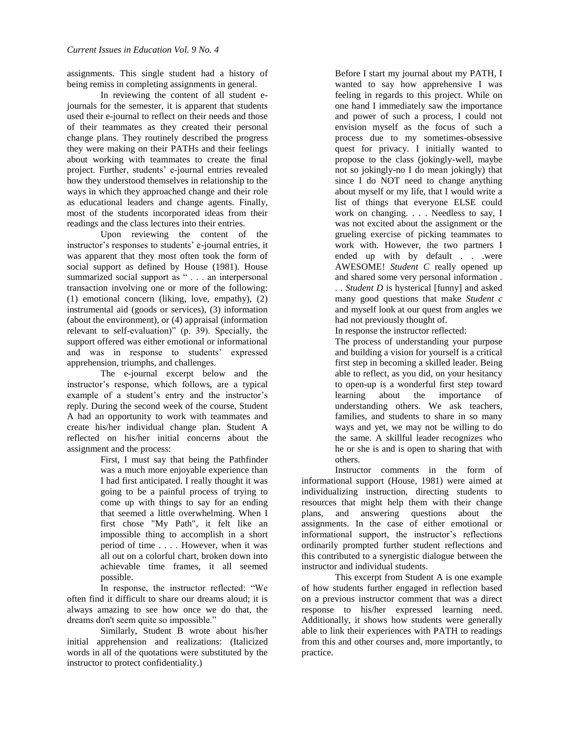assignments. This single student had a history of being remiss in completing assignments in general.

In reviewing the content of all student e-journals for the semester, it is apparent that students used their e-journal to reflect on their needs and those of their teammates as they created their personal change plans. They routinely described the progress they were making on their PATHs and their feelings about working with teammates to create the final project. Further, students' e-journal entries revealed how they understood themselves in relationship to the ways in which they approached change and their role as educational leaders and change agents. Finally, most of the students incorporated ideas from their readings and the class lectures into their entries.

Upon reviewing the content of the instructor's responses to students' e-journal entries, it was apparent that they most often took the form of social support as defined by House (1981). House summarized social support as " . . . an interpersonal transaction involving one or more of the following: (1) emotional concern (liking, love, empathy), (2) instrumental aid (goods or services), (3) information (about the environment), or (4) appraisal (information relevant to self-evaluation)" (p. 39). Specially, the support offered was either emotional or informational and was in response to students' expressed apprehension, triumphs, and challenges.

The e-journal excerpt below and the instructor's response, which follows, are a typical example of a student's entry and the instructor's reply. During the second week of the course, Student A had an opportunity to work with teammates and create his/her individual change plan. Student A reflected on his/her initial concerns about the assignment and the process:

> First, I must say that being the Pathfinder was a much more enjoyable experience than I had first anticipated. I really thought it was going to be a painful process of trying to come up with things to say for an ending that seemed a little overwhelming. When I first chose "My Path", it felt like an impossible thing to accomplish in a short period of time . . . . However, when it was all out on a colorful chart, broken down into achievable time frames, it all seemed possible.

In response, the instructor reflected: "We often find it difficult to share our dreams aloud; it is always amazing to see how once we do that, the dreams don't seem quite so impossible."

Similarly, Student B wrote about his/her initial apprehension and realizations: (Italicized words in all of the quotations were substituted by the instructor to protect confidentiality.)

> Before I start my journal about my PATH, I wanted to say how apprehensive I was feeling in regards to this project. While on one hand I immediately saw the importance and power of such a process, I could not envision myself as the focus of such a process due to my sometimes-obsessive quest for privacy. I initially wanted to propose to the class (jokingly-well, maybe not so jokingly-no I do mean jokingly) that since I do NOT need to change anything about myself or my life, that I would write a list of things that everyone ELSE could work on changing. . . . Needless to say, I was not excited about the assignment or the grueling exercise of picking teammates to work with. However, the two partners I ended up with by default . . .were AWESOME! *Student C* really opened up and shared some very personal information . . . *Student D* is hysterical [funny] and asked many good questions that make *Student c* and myself look at our quest from angles we had not previously thought of.

In response the instructor reflected:

> The process of understanding your purpose and building a vision for yourself is a critical first step in becoming a skilled leader. Being able to reflect, as you did, on your hesitancy to open-up is a wonderful first step toward learning about the importance of understanding others. We ask teachers, families, and students to share in so many ways and yet, we may not be willing to do the same. A skillful leader recognizes who he or she is and is open to sharing that with others.

Instructor comments in the form of informational support (House, 1981) were aimed at individualizing instruction, directing students to resources that might help them with their change plans, and answering questions about the assignments. In the case of either emotional or informational support, the instructor's reflections ordinarily prompted further student reflections and this contributed to a synergistic dialogue between the instructor and individual students.

This excerpt from Student A is one example of how students further engaged in reflection based on a previous instructor comment that was a direct response to his/her expressed learning need. Additionally, it shows how students were generally able to link their experiences with PATH to readings from this and other courses and, more importantly, to practice.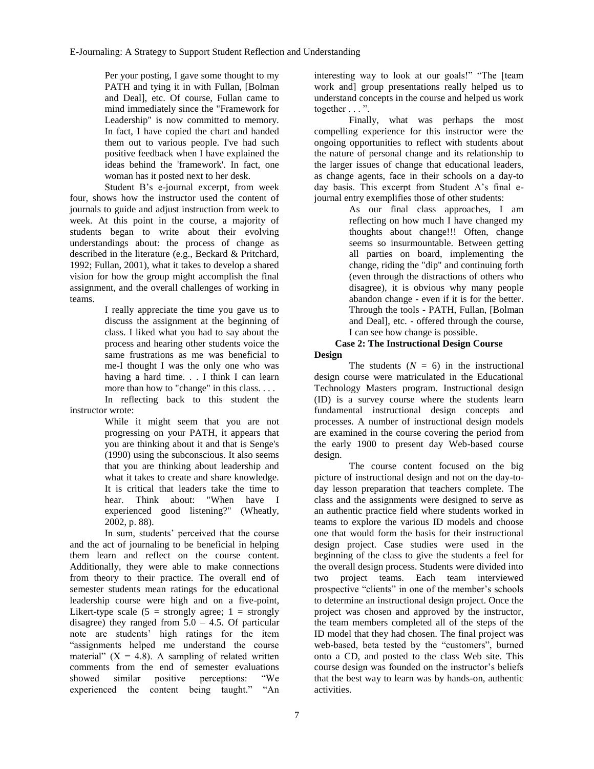> Per your posting, I gave some thought to my PATH and tying it in with Fullan, [Bolman and Deal], etc. Of course, Fullan came to mind immediately since the "Framework for Leadership" is now committed to memory. In fact, I have copied the chart and handed them out to various people. I've had such positive feedback when I have explained the ideas behind the 'framework'. In fact, one woman has it posted next to her desk.

Student B's e-journal excerpt, from week four, shows how the instructor used the content of journals to guide and adjust instruction from week to week. At this point in the course, a majority of students began to write about their evolving understandings about: the process of change as described in the literature (e.g., Beckard & Pritchard, 1992; Fullan, 2001), what it takes to develop a shared vision for how the group might accomplish the final assignment, and the overall challenges of working in teams.

> I really appreciate the time you gave us to discuss the assignment at the beginning of class. I liked what you had to say about the process and hearing other students voice the same frustrations as me was beneficial to me-I thought I was the only one who was having a hard time. . . I think I can learn more than how to "change" in this class. . . .

In reflecting back to this student the instructor wrote:

> While it might seem that you are not progressing on your PATH, it appears that you are thinking about it and that is Senge's (1990) using the subconscious. It also seems that you are thinking about leadership and what it takes to create and share knowledge. It is critical that leaders take the time to hear. Think about: "When have I experienced good listening?" (Wheatly, 2002, p. 88).

In sum, students' perceived that the course and the act of journaling to be beneficial in helping them learn and reflect on the course content. Additionally, they were able to make connections from theory to their practice. The overall end of semester students mean ratings for the educational leadership course were high and on a five-point, Likert-type scale (5 = strongly agree; 1 = strongly disagree) they ranged from 5.0 – 4.5. Of particular note are students' high ratings for the item "assignments helped me understand the course material" ($X = 4.8$). A sampling of related written comments from the end of semester evaluations showed similar positive perceptions: "We experienced the content being taught." "An interesting way to look at our goals!" "The [team work and] group presentations really helped us to understand concepts in the course and helped us work together . . . ".

Finally, what was perhaps the most compelling experience for this instructor were the ongoing opportunities to reflect with students about the nature of personal change and its relationship to the larger issues of change that educational leaders, as change agents, face in their schools on a day-to day basis. This excerpt from Student A's final e-journal entry exemplifies those of other students:

> As our final class approaches, I am reflecting on how much I have changed my thoughts about change!!! Often, change seems so insurmountable. Between getting all parties on board, implementing the change, riding the "dip" and continuing forth (even through the distractions of others who disagree), it is obvious why many people abandon change - even if it is for the better. Through the tools - PATH, Fullan, [Bolman and Deal], etc. - offered through the course, I can see how change is possible.

**Case 2: The Instructional Design Course Design**

The students ($N = 6$) in the instructional design course were matriculated in the Educational Technology Masters program. Instructional design (ID) is a survey course where the students learn fundamental instructional design concepts and processes. A number of instructional design models are examined in the course covering the period from the early 1900 to present day Web-based course design.

The course content focused on the big picture of instructional design and not on the day-to-day lesson preparation that teachers complete. The class and the assignments were designed to serve as an authentic practice field where students worked in teams to explore the various ID models and choose one that would form the basis for their instructional design project. Case studies were used in the beginning of the class to give the students a feel for the overall design process. Students were divided into two project teams. Each team interviewed prospective "clients" in one of the member's schools to determine an instructional design project. Once the project was chosen and approved by the instructor, the team members completed all of the steps of the ID model that they had chosen. The final project was web-based, beta tested by the "customers", burned onto a CD, and posted to the class Web site. This course design was founded on the instructor's beliefs that the best way to learn was by hands-on, authentic activities.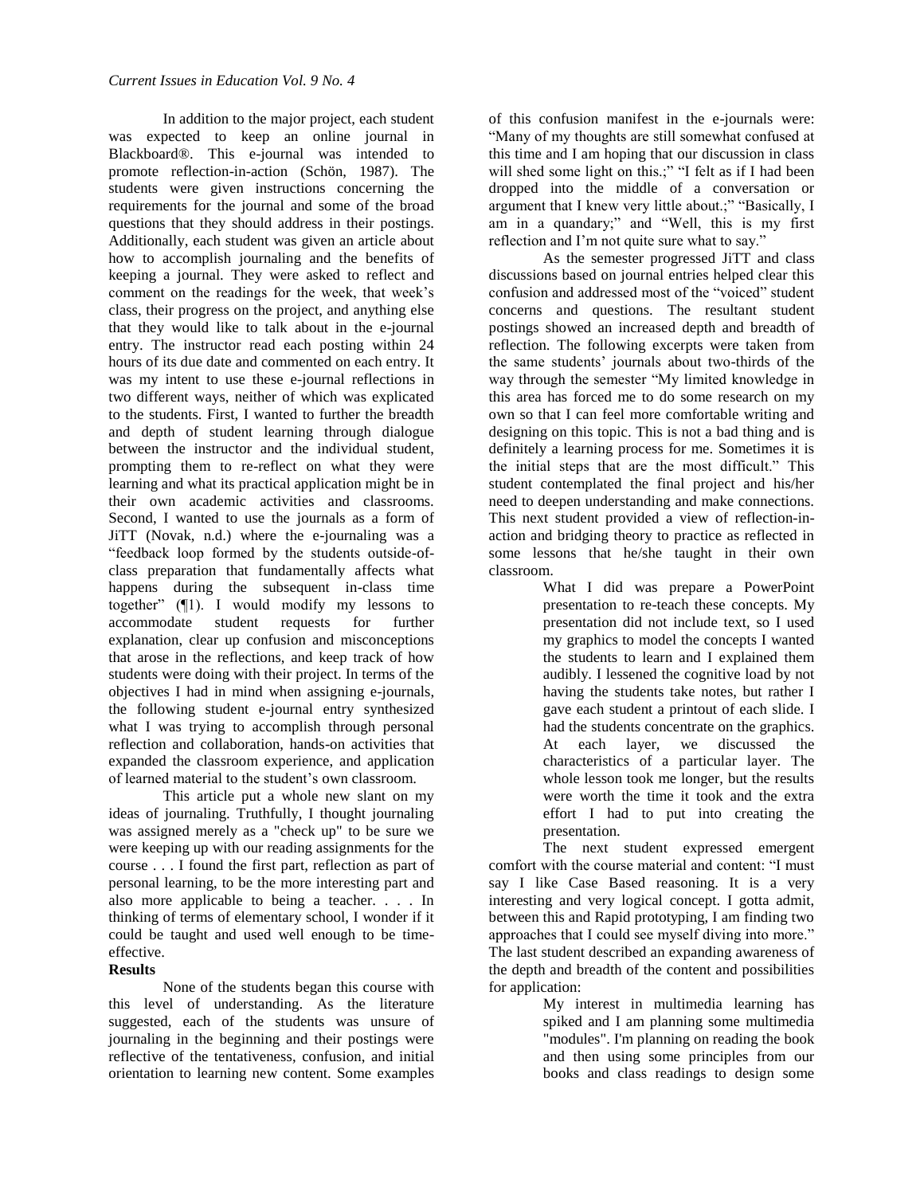In addition to the major project, each student was expected to keep an online journal in Blackboard®. This e-journal was intended to promote reflection-in-action (Schön, 1987). The students were given instructions concerning the requirements for the journal and some of the broad questions that they should address in their postings. Additionally, each student was given an article about how to accomplish journaling and the benefits of keeping a journal. They were asked to reflect and comment on the readings for the week, that week's class, their progress on the project, and anything else that they would like to talk about in the e-journal entry. The instructor read each posting within 24 hours of its due date and commented on each entry. It was my intent to use these e-journal reflections in two different ways, neither of which was explicated to the students. First, I wanted to further the breadth and depth of student learning through dialogue between the instructor and the individual student, prompting them to re-reflect on what they were learning and what its practical application might be in their own academic activities and classrooms. Second, I wanted to use the journals as a form of JiTT (Novak, n.d.) where the e-journaling was a "feedback loop formed by the students outside-of-class preparation that fundamentally affects what happens during the subsequent in-class time together" (¶1). I would modify my lessons to accommodate student requests for further explanation, clear up confusion and misconceptions that arose in the reflections, and keep track of how students were doing with their project. In terms of the objectives I had in mind when assigning e-journals, the following student e-journal entry synthesized what I was trying to accomplish through personal reflection and collaboration, hands-on activities that expanded the classroom experience, and application of learned material to the student's own classroom.

> This article put a whole new slant on my ideas of journaling. Truthfully, I thought journaling was assigned merely as a "check up" to be sure we were keeping up with our reading assignments for the course . . . I found the first part, reflection as part of personal learning, to be the more interesting part and also more applicable to being a teacher. . . . In thinking of terms of elementary school, I wonder if it could be taught and used well enough to be time-effective.

**Results**

None of the students began this course with this level of understanding. As the literature suggested, each of the students was unsure of journaling in the beginning and their postings were reflective of the tentativeness, confusion, and initial orientation to learning new content. Some examples of this confusion manifest in the e-journals were: "Many of my thoughts are still somewhat confused at this time and I am hoping that our discussion in class will shed some light on this.;" "I felt as if I had been dropped into the middle of a conversation or argument that I knew very little about.;" "Basically, I am in a quandary;" and "Well, this is my first reflection and I'm not quite sure what to say."

As the semester progressed JiTT and class discussions based on journal entries helped clear this confusion and addressed most of the "voiced" student concerns and questions. The resultant student postings showed an increased depth and breadth of reflection. The following excerpts were taken from the same students' journals about two-thirds of the way through the semester "My limited knowledge in this area has forced me to do some research on my own so that I can feel more comfortable writing and designing on this topic. This is not a bad thing and is definitely a learning process for me. Sometimes it is the initial steps that are the most difficult." This student contemplated the final project and his/her need to deepen understanding and make connections. This next student provided a view of reflection-in-action and bridging theory to practice as reflected in some lessons that he/she taught in their own classroom.

> What I did was prepare a PowerPoint presentation to re-teach these concepts. My presentation did not include text, so I used my graphics to model the concepts I wanted the students to learn and I explained them audibly. I lessened the cognitive load by not having the students take notes, but rather I gave each student a printout of each slide. I had the students concentrate on the graphics. At each layer, we discussed the characteristics of a particular layer. The whole lesson took me longer, but the results were worth the time it took and the extra effort I had to put into creating the presentation.

The next student expressed emergent comfort with the course material and content: "I must say I like Case Based reasoning. It is a very interesting and very logical concept. I gotta admit, between this and Rapid prototyping, I am finding two approaches that I could see myself diving into more." The last student described an expanding awareness of the depth and breadth of the content and possibilities for application:

> My interest in multimedia learning has spiked and I am planning some multimedia "modules". I'm planning on reading the book and then using some principles from our books and class readings to design some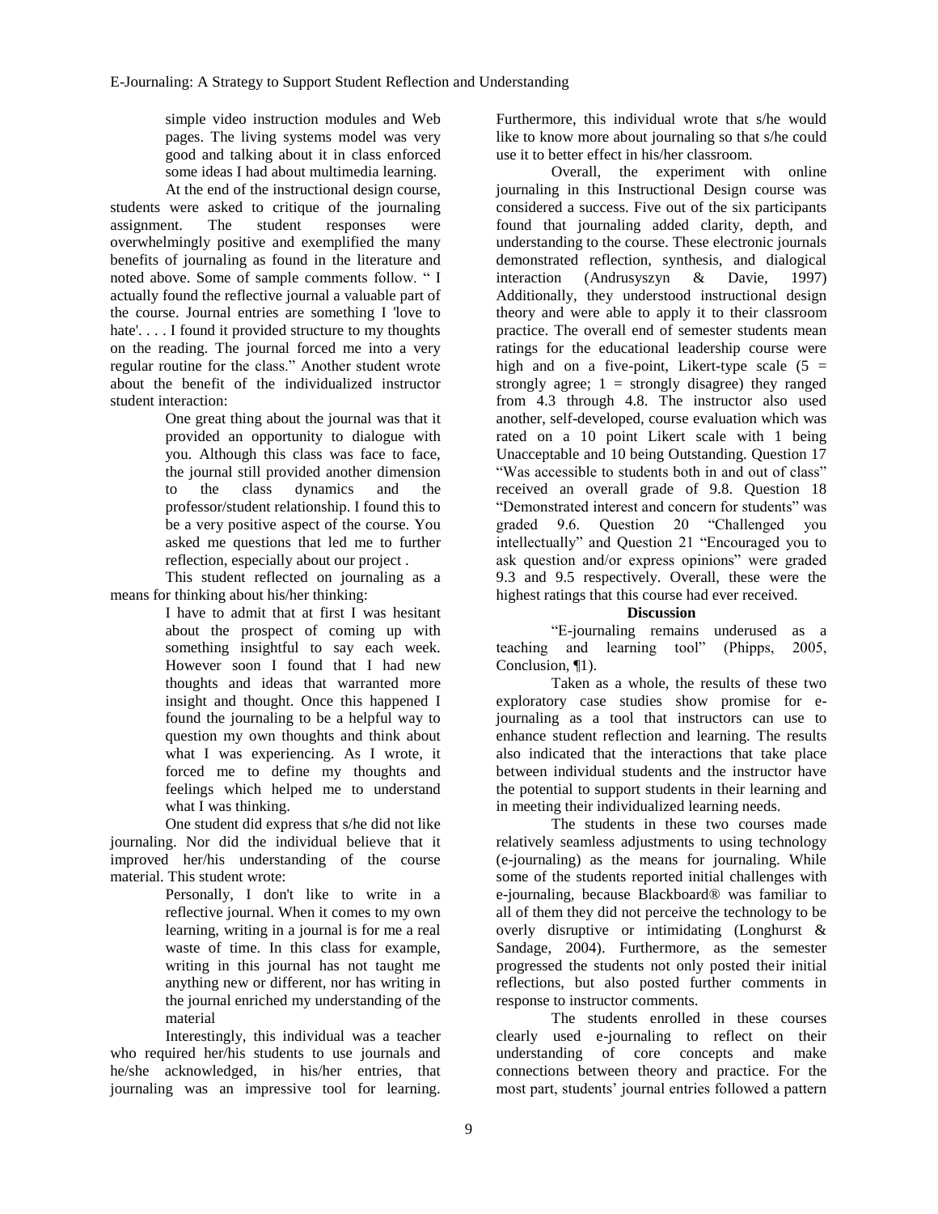simple video instruction modules and Web pages. The living systems model was very good and talking about it in class enforced some ideas I had about multimedia learning.

At the end of the instructional design course, students were asked to critique of the journaling assignment. The student responses were overwhelmingly positive and exemplified the many benefits of journaling as found in the literature and noted above. Some of sample comments follow. " I actually found the reflective journal a valuable part of the course. Journal entries are something I 'love to hate'. . . . I found it provided structure to my thoughts on the reading. The journal forced me into a very regular routine for the class." Another student wrote about the benefit of the individualized instructor student interaction:

> One great thing about the journal was that it provided an opportunity to dialogue with you. Although this class was face to face, the journal still provided another dimension to the class dynamics and the professor/student relationship. I found this to be a very positive aspect of the course. You asked me questions that led me to further reflection, especially about our project .

This student reflected on journaling as a means for thinking about his/her thinking:

> I have to admit that at first I was hesitant about the prospect of coming up with something insightful to say each week. However soon I found that I had new thoughts and ideas that warranted more insight and thought. Once this happened I found the journaling to be a helpful way to question my own thoughts and think about what I was experiencing. As I wrote, it forced me to define my thoughts and feelings which helped me to understand what I was thinking.

One student did express that s/he did not like journaling. Nor did the individual believe that it improved her/his understanding of the course material. This student wrote:

> Personally, I don't like to write in a reflective journal. When it comes to my own learning, writing in a journal is for me a real waste of time. In this class for example, writing in this journal has not taught me anything new or different, nor has writing in the journal enriched my understanding of the material

Interestingly, this individual was a teacher who required her/his students to use journals and he/she acknowledged, in his/her entries, that journaling was an impressive tool for learning. Furthermore, this individual wrote that s/he would like to know more about journaling so that s/he could use it to better effect in his/her classroom.

Overall, the experiment with online journaling in this Instructional Design course was considered a success. Five out of the six participants found that journaling added clarity, depth, and understanding to the course. These electronic journals demonstrated reflection, synthesis, and dialogical interaction (Andrusyszyn & Davie, 1997) Additionally, they understood instructional design theory and were able to apply it to their classroom practice. The overall end of semester students mean ratings for the educational leadership course were high and on a five-point, Likert-type scale (5 = strongly agree; 1 = strongly disagree) they ranged from 4.3 through 4.8. The instructor also used another, self-developed, course evaluation which was rated on a 10 point Likert scale with 1 being Unacceptable and 10 being Outstanding. Question 17 "Was accessible to students both in and out of class" received an overall grade of 9.8. Question 18 "Demonstrated interest and concern for students" was graded 9.6. Question 20 "Challenged you intellectually" and Question 21 "Encouraged you to ask question and/or express opinions" were graded 9.3 and 9.5 respectively. Overall, these were the highest ratings that this course had ever received.

## Discussion

"E-journaling remains underused as a teaching and learning tool" (Phipps, 2005, Conclusion, ¶1).

Taken as a whole, the results of these two exploratory case studies show promise for e-journaling as a tool that instructors can use to enhance student reflection and learning. The results also indicated that the interactions that take place between individual students and the instructor have the potential to support students in their learning and in meeting their individualized learning needs.

The students in these two courses made relatively seamless adjustments to using technology (e-journaling) as the means for journaling. While some of the students reported initial challenges with e-journaling, because Blackboard® was familiar to all of them they did not perceive the technology to be overly disruptive or intimidating (Longhurst & Sandage, 2004). Furthermore, as the semester progressed the students not only posted their initial reflections, but also posted further comments in response to instructor comments.

The students enrolled in these courses clearly used e-journaling to reflect on their understanding of core concepts and make connections between theory and practice. For the most part, students' journal entries followed a pattern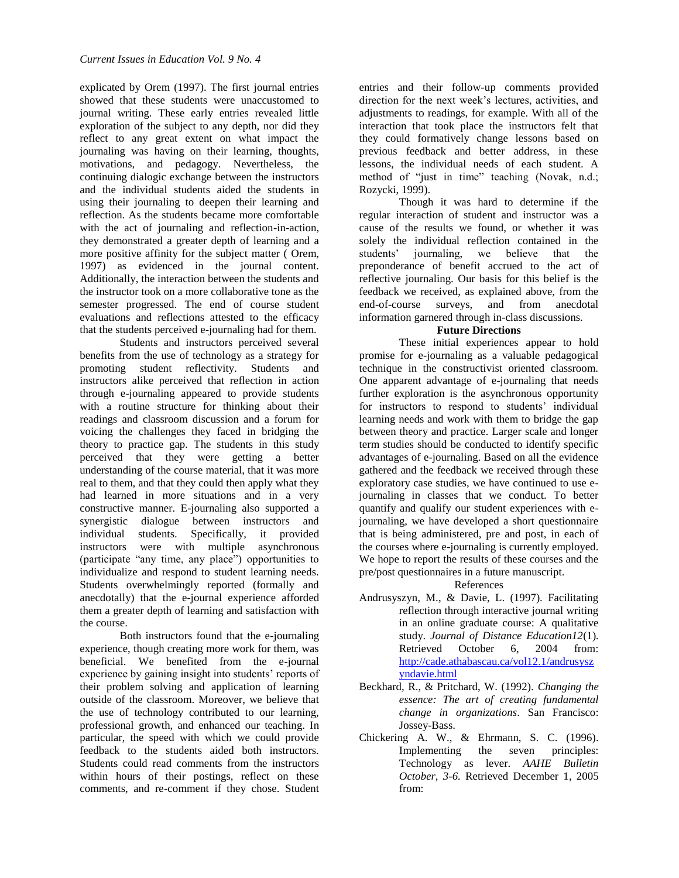explicated by Orem (1997). The first journal entries showed that these students were unaccustomed to journal writing. These early entries revealed little exploration of the subject to any depth, nor did they reflect to any great extent on what impact the journaling was having on their learning, thoughts, motivations, and pedagogy. Nevertheless, the continuing dialogic exchange between the instructors and the individual students aided the students in using their journaling to deepen their learning and reflection. As the students became more comfortable with the act of journaling and reflection-in-action, they demonstrated a greater depth of learning and a more positive affinity for the subject matter ( Orem, 1997) as evidenced in the journal content. Additionally, the interaction between the students and the instructor took on a more collaborative tone as the semester progressed. The end of course student evaluations and reflections attested to the efficacy that the students perceived e-journaling had for them.

Students and instructors perceived several benefits from the use of technology as a strategy for promoting student reflectivity. Students and instructors alike perceived that reflection in action through e-journaling appeared to provide students with a routine structure for thinking about their readings and classroom discussion and a forum for voicing the challenges they faced in bridging the theory to practice gap. The students in this study perceived that they were getting a better understanding of the course material, that it was more real to them, and that they could then apply what they had learned in more situations and in a very constructive manner. E-journaling also supported a synergistic dialogue between instructors and individual students. Specifically, it provided instructors were with multiple asynchronous (participate "any time, any place") opportunities to individualize and respond to student learning needs. Students overwhelmingly reported (formally and anecdotally) that the e-journal experience afforded them a greater depth of learning and satisfaction with the course.

Both instructors found that the e-journaling experience, though creating more work for them, was beneficial. We benefited from the e-journal experience by gaining insight into students' reports of their problem solving and application of learning outside of the classroom. Moreover, we believe that the use of technology contributed to our learning, professional growth, and enhanced our teaching. In particular, the speed with which we could provide feedback to the students aided both instructors. Students could read comments from the instructors within hours of their postings, reflect on these comments, and re-comment if they chose. Student entries and their follow-up comments provided direction for the next week's lectures, activities, and adjustments to readings, for example. With all of the interaction that took place the instructors felt that they could formatively change lessons based on previous feedback and better address, in these lessons, the individual needs of each student. A method of "just in time" teaching (Novak, n.d.; Rozycki, 1999).

Though it was hard to determine if the regular interaction of student and instructor was a cause of the results we found, or whether it was solely the individual reflection contained in the students' journaling, we believe that the preponderance of benefit accrued to the act of reflective journaling. Our basis for this belief is the feedback we received, as explained above, from the end-of-course surveys, and from anecdotal information garnered through in-class discussions.

## Future Directions

These initial experiences appear to hold promise for e-journaling as a valuable pedagogical technique in the constructivist oriented classroom. One apparent advantage of e-journaling that needs further exploration is the asynchronous opportunity for instructors to respond to students' individual learning needs and work with them to bridge the gap between theory and practice. Larger scale and longer term studies should be conducted to identify specific advantages of e-journaling. Based on all the evidence gathered and the feedback we received through these exploratory case studies, we have continued to use e-journaling in classes that we conduct. To better quantify and qualify our student experiences with e-journaling, we have developed a short questionnaire that is being administered, pre and post, in each of the courses where e-journaling is currently employed. We hope to report the results of these courses and the pre/post questionnaires in a future manuscript.

## References

Andrusyszyn, M., & Davie, L. (1997). Facilitating reflection through interactive journal writing in an online graduate course: A qualitative study. *Journal of Distance Education12*(1). Retrieved October 6, 2004 from: http://cade.athabascau.ca/vol12.1/andrusyszyndavie.html

Beckhard, R., & Pritchard, W. (1992). *Changing the essence: The art of creating fundamental change in organizations*. San Francisco: Jossey-Bass.

Chickering A. W., & Ehrmann, S. C. (1996). Implementing the seven principles: Technology as lever. *AAHE Bulletin October, 3-6.* Retrieved December 1, 2005 from: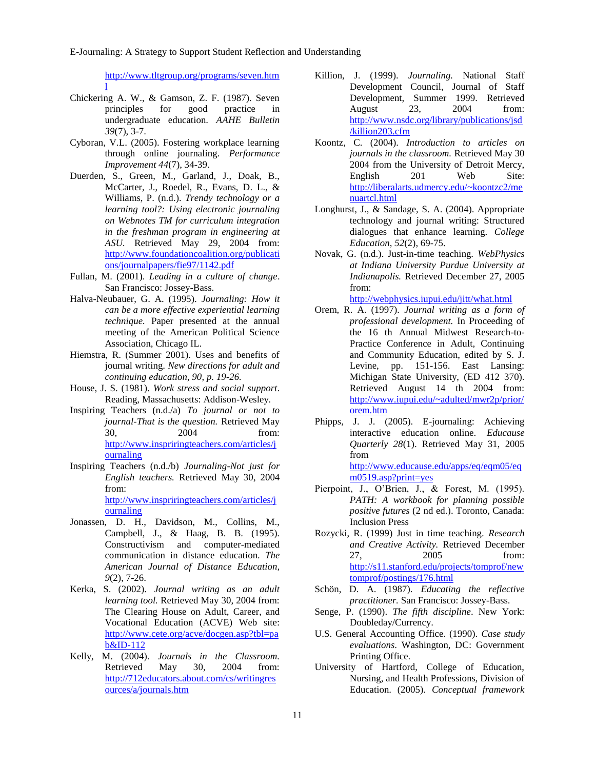http://www.tltgroup.org/programs/seven.html

Chickering A. W., & Gamson, Z. F. (1987). Seven principles for good practice in undergraduate education. *AAHE Bulletin 39*(7), 3-7.

Cyboran, V.L. (2005). Fostering workplace learning through online journaling. *Performance Improvement 44*(7), 34-39.

Duerden, S., Green, M., Garland, J., Doak, B., McCarter, J., Roedel, R., Evans, D. L., & Williams, P. (n.d.). *Trendy technology or a learning tool?: Using electronic journaling on Webnotes TM for curriculum integration in the freshman program in engineering at ASU.* Retrieved May 29, 2004 from: http://www.foundationcoalition.org/publications/journalpapers/fie97/1142.pdf

Fullan, M. (2001). *Leading in a culture of change*. San Francisco: Jossey-Bass.

Halva-Neubauer, G. A. (1995). *Journaling: How it can be a more effective experiential learning technique.* Paper presented at the annual meeting of the American Political Science Association, Chicago IL.

Hiemstra, R. (Summer 2001). Uses and benefits of journal writing. *New directions for adult and continuing education, 90, p. 19-26.*

House, J. S. (1981). *Work stress and social support*. Reading, Massachusetts: Addison-Wesley.

Inspiring Teachers (n.d./a) *To journal or not to journal-That is the question.* Retrieved May 30, 2004 from: http://www.inspriringteachers.com/articles/journaling

Inspiring Teachers (n.d./b) *Journaling-Not just for English teachers.* Retrieved May 30, 2004 from: http://www.inspriringteachers.com/articles/journaling

Jonassen, D. H., Davidson, M., Collins, M., Campbell, J., & Haag, B. B. (1995). Constructivism and computer-mediated communication in distance education. *The American Journal of Distance Education, 9*(2), 7-26.

Kerka, S. (2002). *Journal writing as an adult learning tool.* Retrieved May 30, 2004 from: The Clearing House on Adult, Career, and Vocational Education (ACVE) Web site: http://www.cete.org/acve/docgen.asp?tbl=pab&ID-112

Kelly, M. (2004). *Journals in the Classroom.* Retrieved May 30, 2004 from: http://712educators.about.com/cs/writingresources/a/journals.htm

Killion, J. (1999). *Journaling.* National Staff Development Council, Journal of Staff Development, Summer 1999. Retrieved August 23, 2004 from: http://www.nsdc.org/library/publications/jsd/killion203.cfm

Koontz, C. (2004). *Introduction to articles on journals in the classroom.* Retrieved May 30 2004 from the University of Detroit Mercy, English 201 Web Site: http://liberalarts.udmercy.edu/~koontzc2/menuartcl.html

Longhurst, J., & Sandage, S. A. (2004). Appropriate technology and journal writing: Structured dialogues that enhance learning. *College Education, 52*(2), 69-75.

Novak, G. (n.d.). Just-in-time teaching. *WebPhysics at Indiana University Purdue University at Indianapolis.* Retrieved December 27, 2005 from: http://webphysics.iupui.edu/jitt/what.html

Orem, R. A. (1997). *Journal writing as a form of professional development.* In Proceeding of the 16 th Annual Midwest Research-to-Practice Conference in Adult, Continuing and Community Education, edited by S. J. Levine, pp. 151-156. East Lansing: Michigan State University, (ED 412 370). Retrieved August 14 th 2004 from: http://www.iupui.edu/~adulted/mwr2p/prior/orem.htm

Phipps, J. J. (2005). E-journaling: Achieving interactive education online. *Educause Quarterly 28*(1). Retrieved May 31, 2005 from http://www.educause.edu/apps/eq/eqm05/eqm0519.asp?print=yes

Pierpoint, J., O'Brien, J., & Forest, M. (1995). *PATH: A workbook for planning possible positive futures* (2 nd ed.). Toronto, Canada: Inclusion Press

Rozycki, R. (1999) Just in time teaching. *Research and Creative Activity.* Retrieved December 27, 2005 from: http://s11.stanford.edu/projects/tomprof/newtomprof/postings/176.html

Schön, D. A. (1987). *Educating the reflective practitioner.* San Francisco: Jossey-Bass.

Senge, P. (1990). *The fifth discipline*. New York: Doubleday/Currency.

U.S. General Accounting Office. (1990). *Case study evaluations*. Washington, DC: Government Printing Office.

University of Hartford, College of Education, Nursing, and Health Professions, Division of Education. (2005). *Conceptual framework*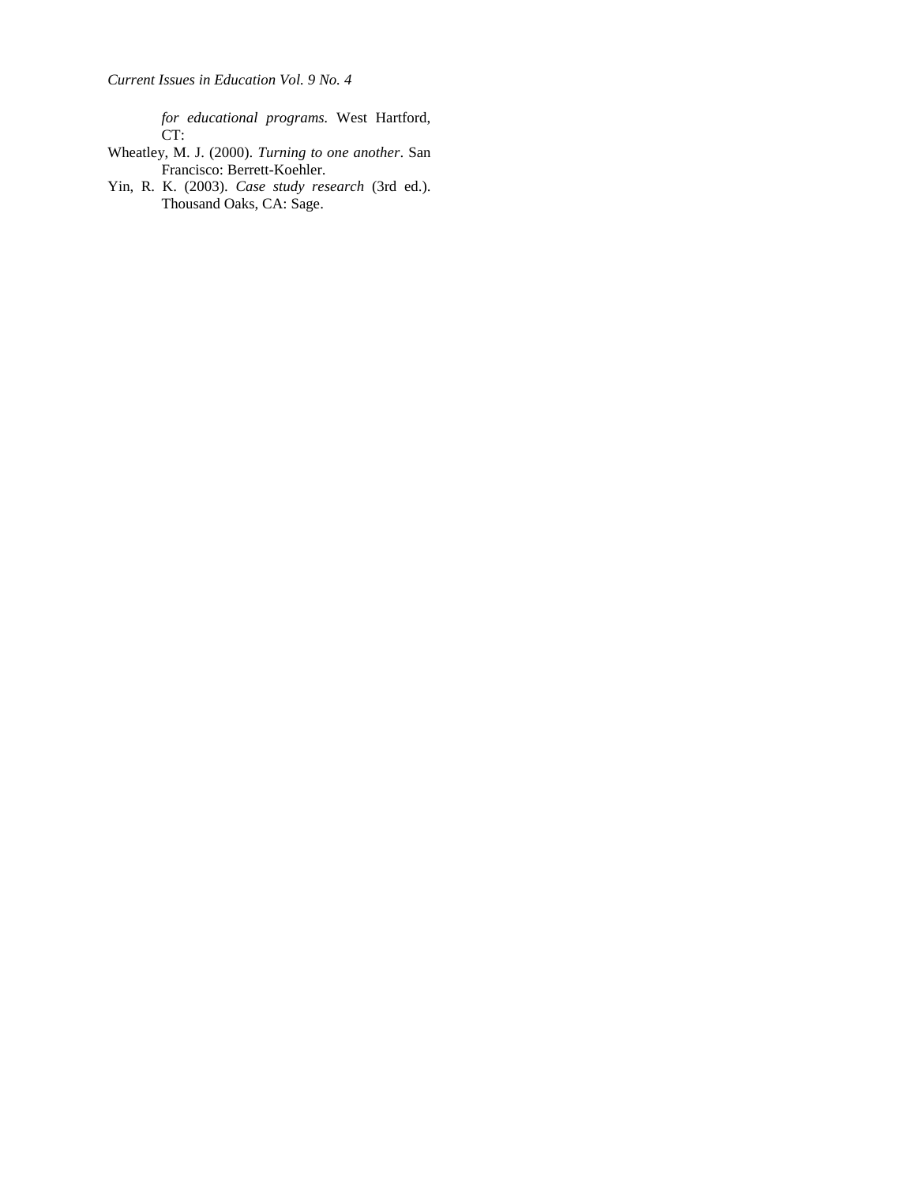*for educational programs.* West Hartford, CT:

Wheatley, M. J. (2000). *Turning to one another*. San Francisco: Berrett-Koehler.

Yin, R. K. (2003). *Case study research* (3rd ed.). Thousand Oaks, CA: Sage.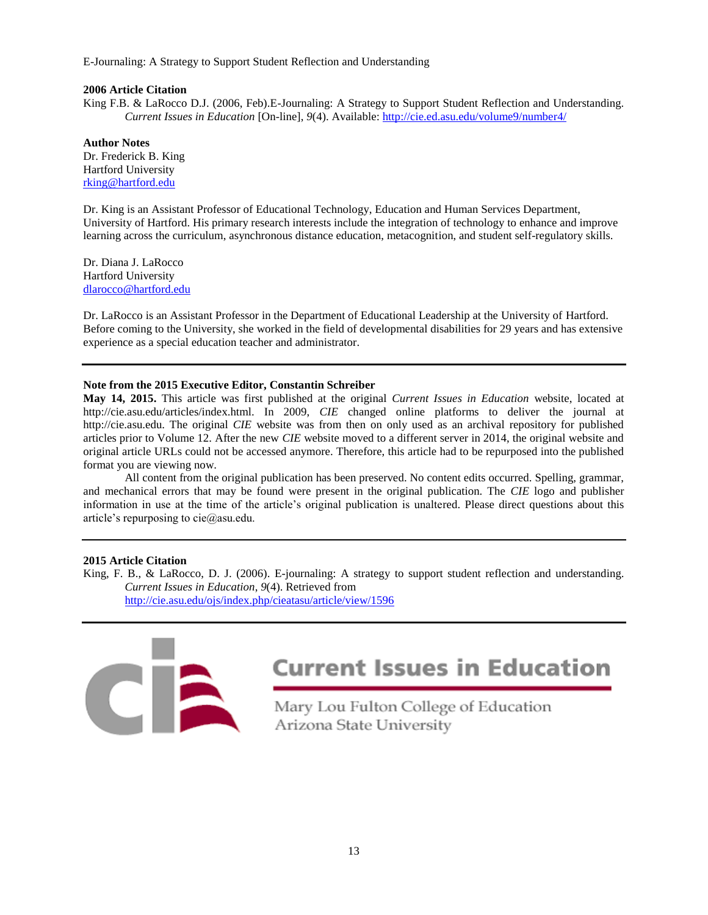E-Journaling: A Strategy to Support Student Reflection and Understanding

**2006 Article Citation**

King F.B. & LaRocco D.J. (2006, Feb).E-Journaling: A Strategy to Support Student Reflection and Understanding. *Current Issues in Education* [On-line], *9*(4). Available: http://cie.ed.asu.edu/volume9/number4/

**Author Notes**

Dr. Frederick B. King
Hartford University
rking@hartford.edu

Dr. King is an Assistant Professor of Educational Technology, Education and Human Services Department, University of Hartford. His primary research interests include the integration of technology to enhance and improve learning across the curriculum, asynchronous distance education, metacognition, and student self-regulatory skills.

Dr. Diana J. LaRocco
Hartford University
dlarocco@hartford.edu

Dr. LaRocco is an Assistant Professor in the Department of Educational Leadership at the University of Hartford. Before coming to the University, she worked in the field of developmental disabilities for 29 years and has extensive experience as a special education teacher and administrator.

---

**Note from the 2015 Executive Editor, Constantin Schreiber**

**May 14, 2015.** This article was first published at the original *Current Issues in Education* website, located at http://cie.asu.edu/articles/index.html. In 2009, *CIE* changed online platforms to deliver the journal at http://cie.asu.edu. The original *CIE* website was from then on only used as an archival repository for published articles prior to Volume 12. After the new *CIE* website moved to a different server in 2014, the original website and original article URLs could not be accessed anymore. Therefore, this article had to be repurposed into the published format you are viewing now.

All content from the original publication has been preserved. No content edits occurred. Spelling, grammar, and mechanical errors that may be found were present in the original publication. The *CIE* logo and publisher information in use at the time of the article's original publication is unaltered. Please direct questions about this article's repurposing to cie@asu.edu.

---

**2015 Article Citation**

King, F. B., & LaRocco, D. J. (2006). E-journaling: A strategy to support student reflection and understanding. *Current Issues in Education*, *9*(4). Retrieved from http://cie.asu.edu/ojs/index.php/cieatasu/article/view/1596

---

Current Issues in Education

Mary Lou Fulton College of Education
Arizona State University